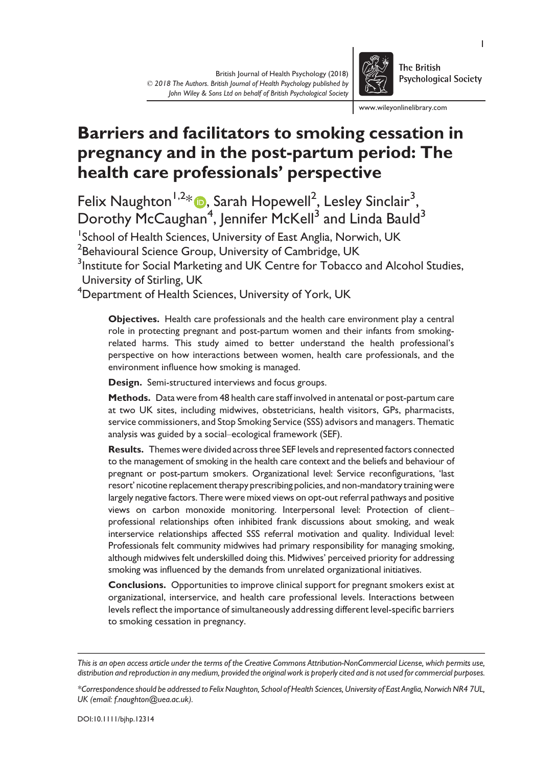# Barriers and facilitators to smoking cessation in pregnancy and in the post-partum period: The health care professionals' perspective

Felix Naughton[1,2]*, Sarah Hopewell[2], Lesley Sinclair[3], Dorothy McCaughan[4], Jennifer McKell[3] and Linda Bauld[3]

[1]School of Health Sciences, University of East Anglia, Norwich, UK
[2]Behavioural Science Group, University of Cambridge, UK
[3]Institute for Social Marketing and UK Centre for Tobacco and Alcohol Studies, University of Stirling, UK
[4]Department of Health Sciences, University of York, UK

**Objectives.** Health care professionals and the health care environment play a central role in protecting pregnant and post-partum women and their infants from smoking-related harms. This study aimed to better understand the health professional's perspective on how interactions between women, health care professionals, and the environment influence how smoking is managed.

**Design.** Semi-structured interviews and focus groups.

**Methods.** Data were from 48 health care staff involved in antenatal or post-partum care at two UK sites, including midwives, obstetricians, health visitors, GPs, pharmacists, service commissioners, and Stop Smoking Service (SSS) advisors and managers. Thematic analysis was guided by a social–ecological framework (SEF).

**Results.** Themes were divided across three SEF levels and represented factors connected to the management of smoking in the health care context and the beliefs and behaviour of pregnant or post-partum smokers. Organizational level: Service reconfigurations, 'last resort' nicotine replacement therapy prescribing policies, and non-mandatory training were largely negative factors. There were mixed views on opt-out referral pathways and positive views on carbon monoxide monitoring. Interpersonal level: Protection of client–professional relationships often inhibited frank discussions about smoking, and weak interservice relationships affected SSS referral motivation and quality. Individual level: Professionals felt community midwives had primary responsibility for managing smoking, although midwives felt underskilled doing this. Midwives' perceived priority for addressing smoking was influenced by the demands from unrelated organizational initiatives.

**Conclusions.** Opportunities to improve clinical support for pregnant smokers exist at organizational, interservice, and health care professional levels. Interactions between levels reflect the importance of simultaneously addressing different level-specific barriers to smoking cessation in pregnancy.

*This is an open access article under the terms of the Creative Commons Attribution-NonCommercial License, which permits use, distribution and reproduction in any medium, provided the original work is properly cited and is not used for commercial purposes.*

*Correspondence should be addressed to Felix Naughton, School of Health Sciences, University of East Anglia, Norwich NR4 7UL, UK (email: f.naughton@uea.ac.uk).*

DOI:10.1111/bjhp.12314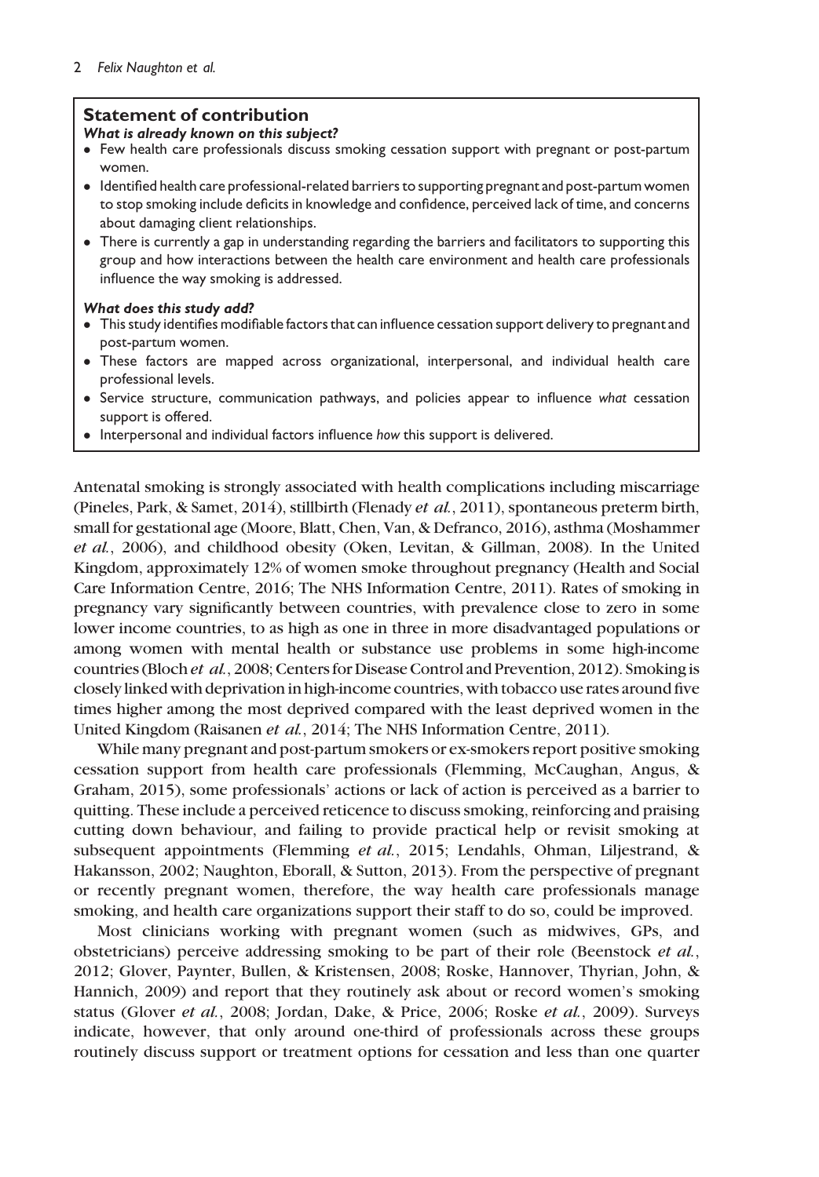## Statement of contribution

***What is already known on this subject?***

- Few health care professionals discuss smoking cessation support with pregnant or post-partum women.
- Identified health care professional-related barriers to supporting pregnant and post-partum women to stop smoking include deficits in knowledge and confidence, perceived lack of time, and concerns about damaging client relationships.
- There is currently a gap in understanding regarding the barriers and facilitators to supporting this group and how interactions between the health care environment and health care professionals influence the way smoking is addressed.

***What does this study add?***

- This study identifies modifiable factors that can influence cessation support delivery to pregnant and post-partum women.
- These factors are mapped across organizational, interpersonal, and individual health care professional levels.
- Service structure, communication pathways, and policies appear to influence *what* cessation support is offered.
- Interpersonal and individual factors influence *how* this support is delivered.

Antenatal smoking is strongly associated with health complications including miscarriage (Pineles, Park, & Samet, 2014), stillbirth (Flenady *et al.*, 2011), spontaneous preterm birth, small for gestational age (Moore, Blatt, Chen, Van, & Defranco, 2016), asthma (Moshammer *et al.*, 2006), and childhood obesity (Oken, Levitan, & Gillman, 2008). In the United Kingdom, approximately 12% of women smoke throughout pregnancy (Health and Social Care Information Centre, 2016; The NHS Information Centre, 2011). Rates of smoking in pregnancy vary significantly between countries, with prevalence close to zero in some lower income countries, to as high as one in three in more disadvantaged populations or among women with mental health or substance use problems in some high-income countries (Bloch *et al.*, 2008; Centers for Disease Control and Prevention, 2012). Smoking is closely linked with deprivation in high-income countries, with tobacco use rates around five times higher among the most deprived compared with the least deprived women in the United Kingdom (Raisanen *et al.*, 2014; The NHS Information Centre, 2011).

While many pregnant and post-partum smokers or ex-smokers report positive smoking cessation support from health care professionals (Flemming, McCaughan, Angus, & Graham, 2015), some professionals' actions or lack of action is perceived as a barrier to quitting. These include a perceived reticence to discuss smoking, reinforcing and praising cutting down behaviour, and failing to provide practical help or revisit smoking at subsequent appointments (Flemming *et al.*, 2015; Lendahls, Ohman, Liljestrand, & Hakansson, 2002; Naughton, Eborall, & Sutton, 2013). From the perspective of pregnant or recently pregnant women, therefore, the way health care professionals manage smoking, and health care organizations support their staff to do so, could be improved.

Most clinicians working with pregnant women (such as midwives, GPs, and obstetricians) perceive addressing smoking to be part of their role (Beenstock *et al.*, 2012; Glover, Paynter, Bullen, & Kristensen, 2008; Roske, Hannover, Thyrian, John, & Hannich, 2009) and report that they routinely ask about or record women's smoking status (Glover *et al.*, 2008; Jordan, Dake, & Price, 2006; Roske *et al.*, 2009). Surveys indicate, however, that only around one-third of professionals across these groups routinely discuss support or treatment options for cessation and less than one quarter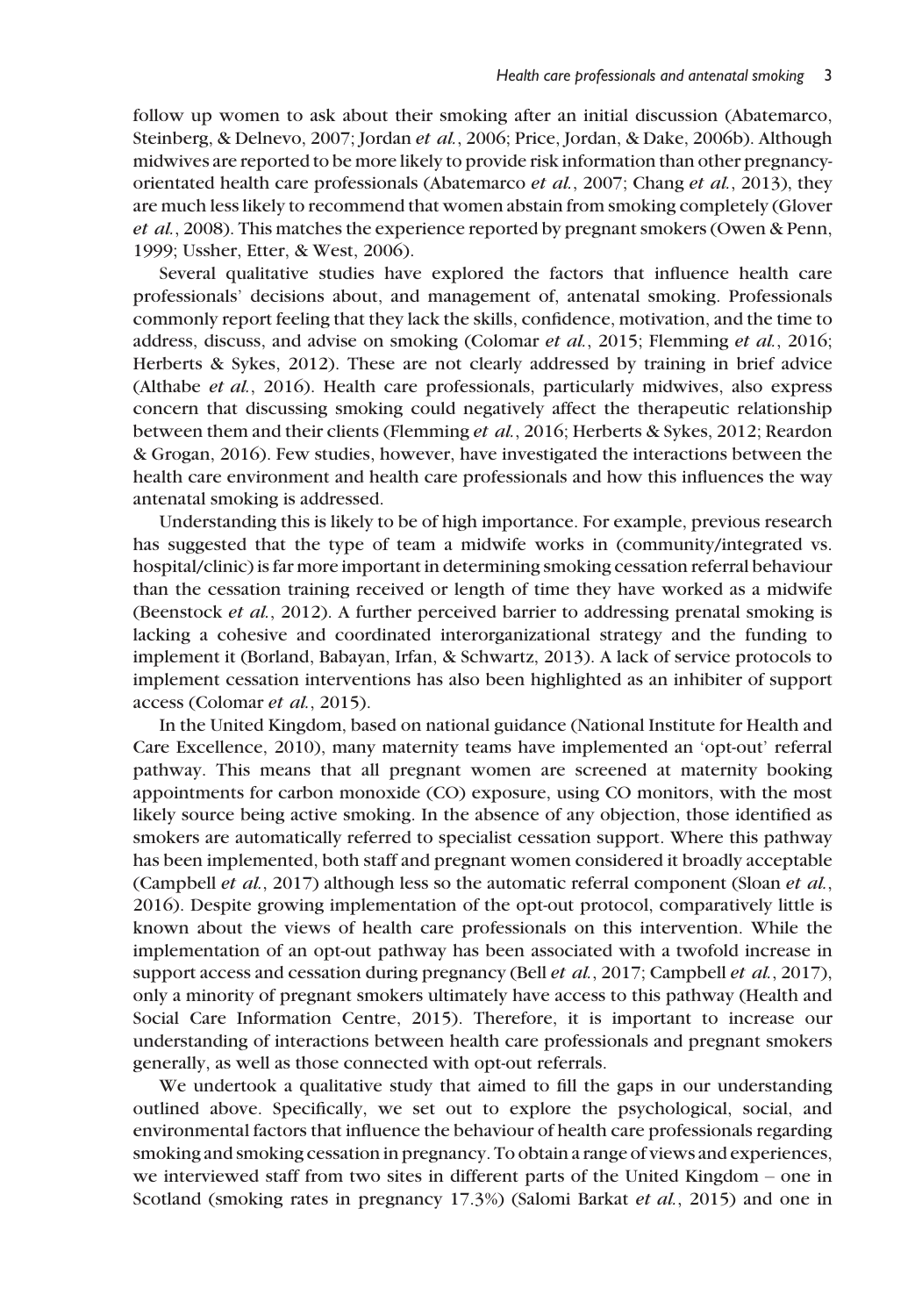follow up women to ask about their smoking after an initial discussion (Abatemarco, Steinberg, & Delnevo, 2007; Jordan *et al.*, 2006; Price, Jordan, & Dake, 2006b). Although midwives are reported to be more likely to provide risk information than other pregnancy-orientated health care professionals (Abatemarco *et al.*, 2007; Chang *et al.*, 2013), they are much less likely to recommend that women abstain from smoking completely (Glover *et al.*, 2008). This matches the experience reported by pregnant smokers (Owen & Penn, 1999; Ussher, Etter, & West, 2006).

Several qualitative studies have explored the factors that influence health care professionals' decisions about, and management of, antenatal smoking. Professionals commonly report feeling that they lack the skills, confidence, motivation, and the time to address, discuss, and advise on smoking (Colomar *et al.*, 2015; Flemming *et al.*, 2016; Herberts & Sykes, 2012). These are not clearly addressed by training in brief advice (Althabe *et al.*, 2016). Health care professionals, particularly midwives, also express concern that discussing smoking could negatively affect the therapeutic relationship between them and their clients (Flemming *et al.*, 2016; Herberts & Sykes, 2012; Reardon & Grogan, 2016). Few studies, however, have investigated the interactions between the health care environment and health care professionals and how this influences the way antenatal smoking is addressed.

Understanding this is likely to be of high importance. For example, previous research has suggested that the type of team a midwife works in (community/integrated vs. hospital/clinic) is far more important in determining smoking cessation referral behaviour than the cessation training received or length of time they have worked as a midwife (Beenstock *et al.*, 2012). A further perceived barrier to addressing prenatal smoking is lacking a cohesive and coordinated interorganizational strategy and the funding to implement it (Borland, Babayan, Irfan, & Schwartz, 2013). A lack of service protocols to implement cessation interventions has also been highlighted as an inhibiter of support access (Colomar *et al.*, 2015).

In the United Kingdom, based on national guidance (National Institute for Health and Care Excellence, 2010), many maternity teams have implemented an 'opt-out' referral pathway. This means that all pregnant women are screened at maternity booking appointments for carbon monoxide (CO) exposure, using CO monitors, with the most likely source being active smoking. In the absence of any objection, those identified as smokers are automatically referred to specialist cessation support. Where this pathway has been implemented, both staff and pregnant women considered it broadly acceptable (Campbell *et al.*, 2017) although less so the automatic referral component (Sloan *et al.*, 2016). Despite growing implementation of the opt-out protocol, comparatively little is known about the views of health care professionals on this intervention. While the implementation of an opt-out pathway has been associated with a twofold increase in support access and cessation during pregnancy (Bell *et al.*, 2017; Campbell *et al.*, 2017), only a minority of pregnant smokers ultimately have access to this pathway (Health and Social Care Information Centre, 2015). Therefore, it is important to increase our understanding of interactions between health care professionals and pregnant smokers generally, as well as those connected with opt-out referrals.

We undertook a qualitative study that aimed to fill the gaps in our understanding outlined above. Specifically, we set out to explore the psychological, social, and environmental factors that influence the behaviour of health care professionals regarding smoking and smoking cessation in pregnancy. To obtain a range of views and experiences, we interviewed staff from two sites in different parts of the United Kingdom – one in Scotland (smoking rates in pregnancy 17.3%) (Salomi Barkat *et al.*, 2015) and one in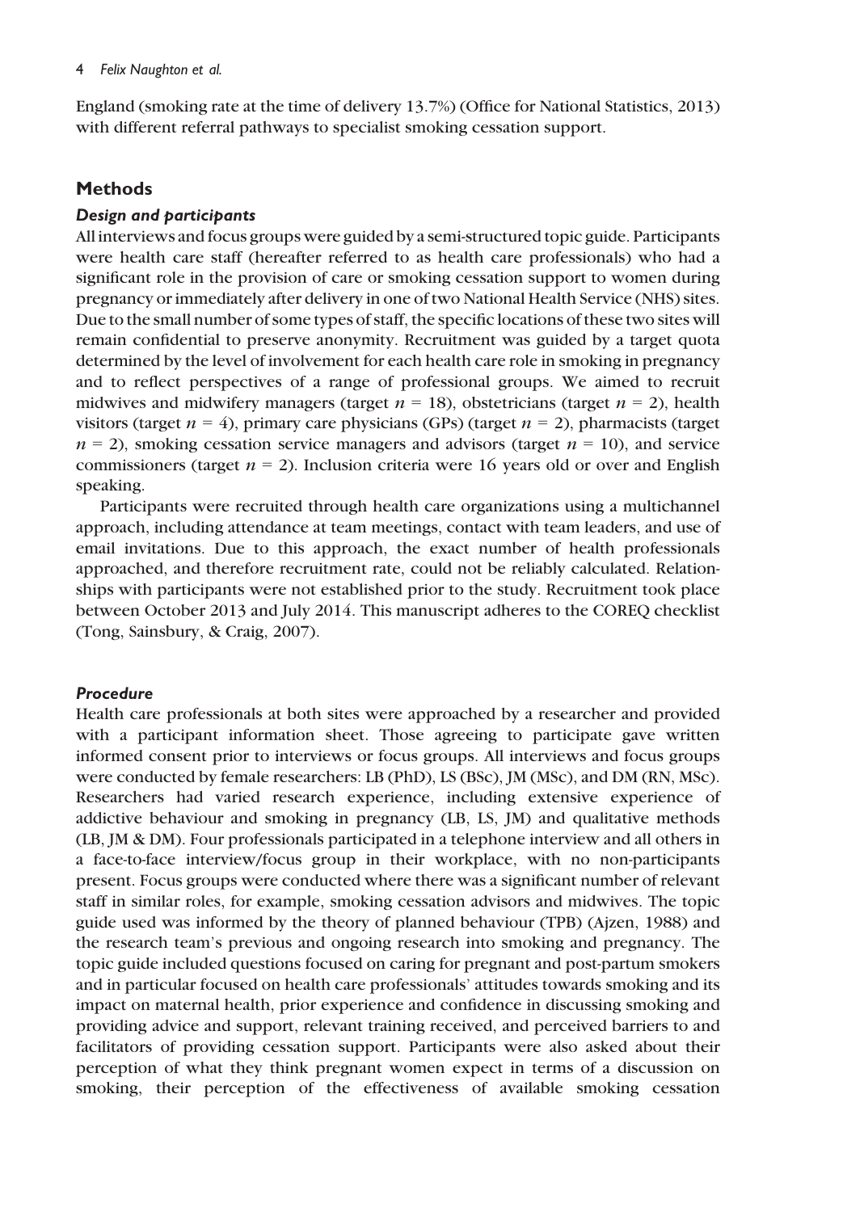England (smoking rate at the time of delivery 13.7%) (Office for National Statistics, 2013) with different referral pathways to specialist smoking cessation support.

## Methods

### *Design and participants*

All interviews and focus groups were guided by a semi-structured topic guide. Participants were health care staff (hereafter referred to as health care professionals) who had a significant role in the provision of care or smoking cessation support to women during pregnancy or immediately after delivery in one of two National Health Service (NHS) sites. Due to the small number of some types of staff, the specific locations of these two sites will remain confidential to preserve anonymity. Recruitment was guided by a target quota determined by the level of involvement for each health care role in smoking in pregnancy and to reflect perspectives of a range of professional groups. We aimed to recruit midwives and midwifery managers (target $n = 18$), obstetricians (target $n = 2$), health visitors (target $n = 4$), primary care physicians (GPs) (target $n = 2$), pharmacists (target $n = 2$), smoking cessation service managers and advisors (target $n = 10$), and service commissioners (target $n = 2$). Inclusion criteria were 16 years old or over and English speaking.

Participants were recruited through health care organizations using a multichannel approach, including attendance at team meetings, contact with team leaders, and use of email invitations. Due to this approach, the exact number of health professionals approached, and therefore recruitment rate, could not be reliably calculated. Relationships with participants were not established prior to the study. Recruitment took place between October 2013 and July 2014. This manuscript adheres to the COREQ checklist (Tong, Sainsbury, & Craig, 2007).

### *Procedure*

Health care professionals at both sites were approached by a researcher and provided with a participant information sheet. Those agreeing to participate gave written informed consent prior to interviews or focus groups. All interviews and focus groups were conducted by female researchers: LB (PhD), LS (BSc), JM (MSc), and DM (RN, MSc). Researchers had varied research experience, including extensive experience of addictive behaviour and smoking in pregnancy (LB, LS, JM) and qualitative methods (LB, JM & DM). Four professionals participated in a telephone interview and all others in a face-to-face interview/focus group in their workplace, with no non-participants present. Focus groups were conducted where there was a significant number of relevant staff in similar roles, for example, smoking cessation advisors and midwives. The topic guide used was informed by the theory of planned behaviour (TPB) (Ajzen, 1988) and the research team's previous and ongoing research into smoking and pregnancy. The topic guide included questions focused on caring for pregnant and post-partum smokers and in particular focused on health care professionals' attitudes towards smoking and its impact on maternal health, prior experience and confidence in discussing smoking and providing advice and support, relevant training received, and perceived barriers to and facilitators of providing cessation support. Participants were also asked about their perception of what they think pregnant women expect in terms of a discussion on smoking, their perception of the effectiveness of available smoking cessation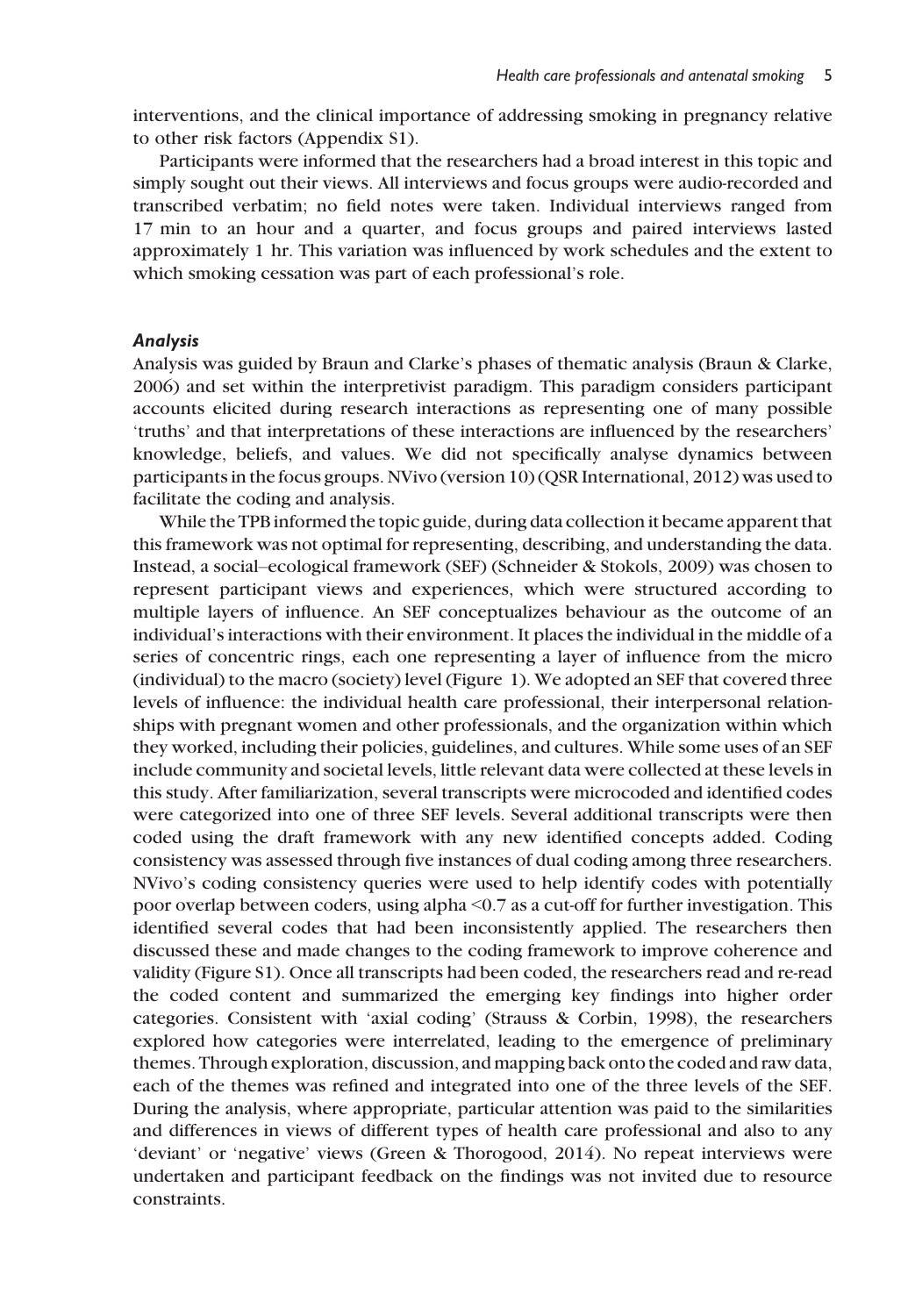interventions, and the clinical importance of addressing smoking in pregnancy relative to other risk factors (Appendix S1).

Participants were informed that the researchers had a broad interest in this topic and simply sought out their views. All interviews and focus groups were audio-recorded and transcribed verbatim; no field notes were taken. Individual interviews ranged from 17 min to an hour and a quarter, and focus groups and paired interviews lasted approximately 1 hr. This variation was influenced by work schedules and the extent to which smoking cessation was part of each professional's role.

### *Analysis*

Analysis was guided by Braun and Clarke's phases of thematic analysis (Braun & Clarke, 2006) and set within the interpretivist paradigm. This paradigm considers participant accounts elicited during research interactions as representing one of many possible 'truths' and that interpretations of these interactions are influenced by the researchers' knowledge, beliefs, and values. We did not specifically analyse dynamics between participants in the focus groups. NVivo (version 10) (QSR International, 2012) was used to facilitate the coding and analysis.

While the TPB informed the topic guide, during data collection it became apparent that this framework was not optimal for representing, describing, and understanding the data. Instead, a social–ecological framework (SEF) (Schneider & Stokols, 2009) was chosen to represent participant views and experiences, which were structured according to multiple layers of influence. An SEF conceptualizes behaviour as the outcome of an individual's interactions with their environment. It places the individual in the middle of a series of concentric rings, each one representing a layer of influence from the micro (individual) to the macro (society) level (Figure 1). We adopted an SEF that covered three levels of influence: the individual health care professional, their interpersonal relationships with pregnant women and other professionals, and the organization within which they worked, including their policies, guidelines, and cultures. While some uses of an SEF include community and societal levels, little relevant data were collected at these levels in this study. After familiarization, several transcripts were microcoded and identified codes were categorized into one of three SEF levels. Several additional transcripts were then coded using the draft framework with any new identified concepts added. Coding consistency was assessed through five instances of dual coding among three researchers. NVivo's coding consistency queries were used to help identify codes with potentially poor overlap between coders, using alpha <0.7 as a cut-off for further investigation. This identified several codes that had been inconsistently applied. The researchers then discussed these and made changes to the coding framework to improve coherence and validity (Figure S1). Once all transcripts had been coded, the researchers read and re-read the coded content and summarized the emerging key findings into higher order categories. Consistent with 'axial coding' (Strauss & Corbin, 1998), the researchers explored how categories were interrelated, leading to the emergence of preliminary themes. Through exploration, discussion, and mapping back onto the coded and raw data, each of the themes was refined and integrated into one of the three levels of the SEF. During the analysis, where appropriate, particular attention was paid to the similarities and differences in views of different types of health care professional and also to any 'deviant' or 'negative' views (Green & Thorogood, 2014). No repeat interviews were undertaken and participant feedback on the findings was not invited due to resource constraints.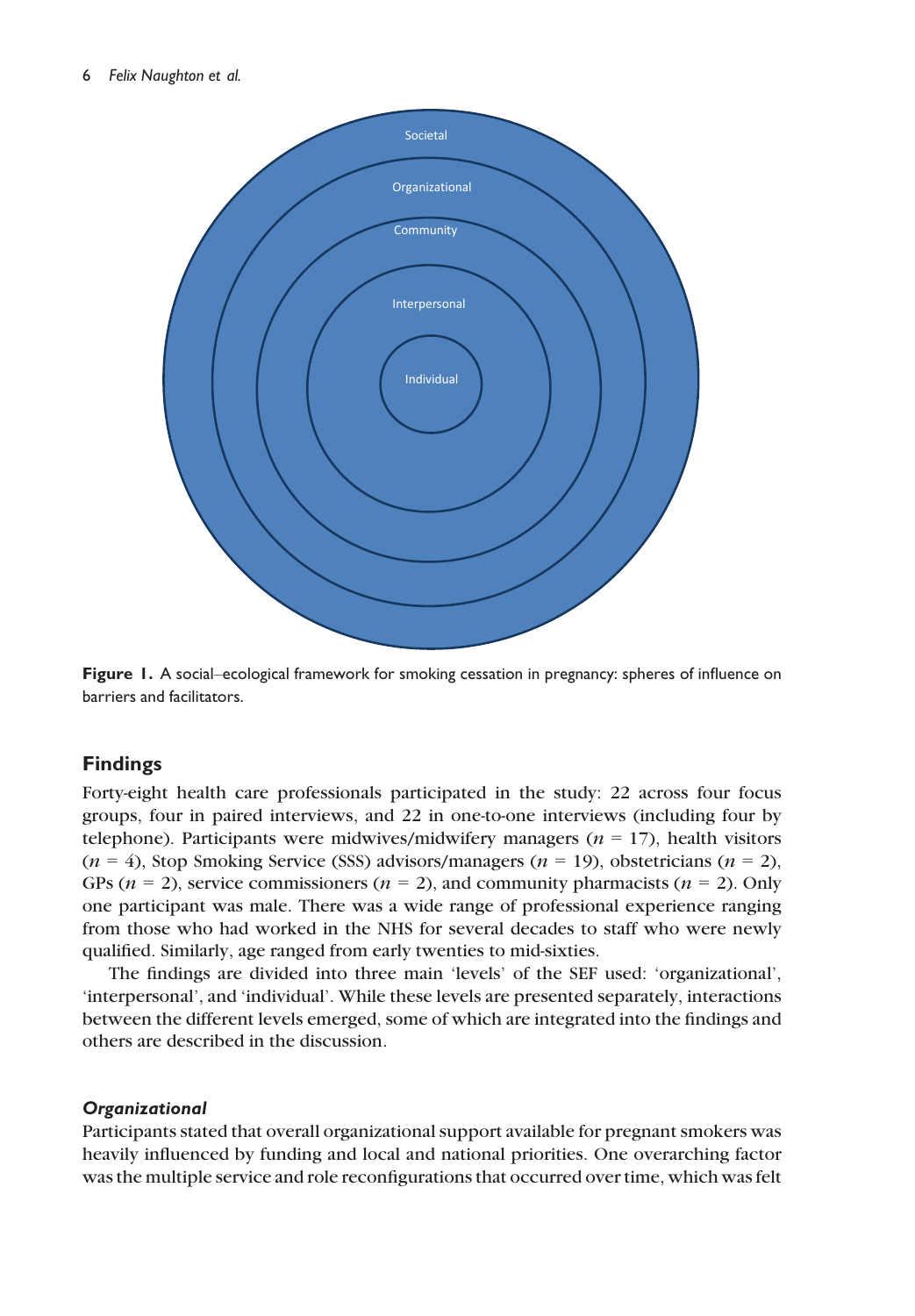Societal

Organizational

Community

Interpersonal

Individual

**Figure 1.** A social–ecological framework for smoking cessation in pregnancy: spheres of influence on barriers and facilitators.

## Findings

Forty-eight health care professionals participated in the study: 22 across four focus groups, four in paired interviews, and 22 in one-to-one interviews (including four by telephone). Participants were midwives/midwifery managers ($n$ = 17), health visitors ($n$ = 4), Stop Smoking Service (SSS) advisors/managers ($n$ = 19), obstetricians ($n$ = 2), GPs ($n$ = 2), service commissioners ($n$ = 2), and community pharmacists ($n$ = 2). Only one participant was male. There was a wide range of professional experience ranging from those who had worked in the NHS for several decades to staff who were newly qualified. Similarly, age ranged from early twenties to mid-sixties.

The findings are divided into three main 'levels' of the SEF used: 'organizational', 'interpersonal', and 'individual'. While these levels are presented separately, interactions between the different levels emerged, some of which are integrated into the findings and others are described in the discussion.

### *Organizational*

Participants stated that overall organizational support available for pregnant smokers was heavily influenced by funding and local and national priorities. One overarching factor was the multiple service and role reconfigurations that occurred over time, which was felt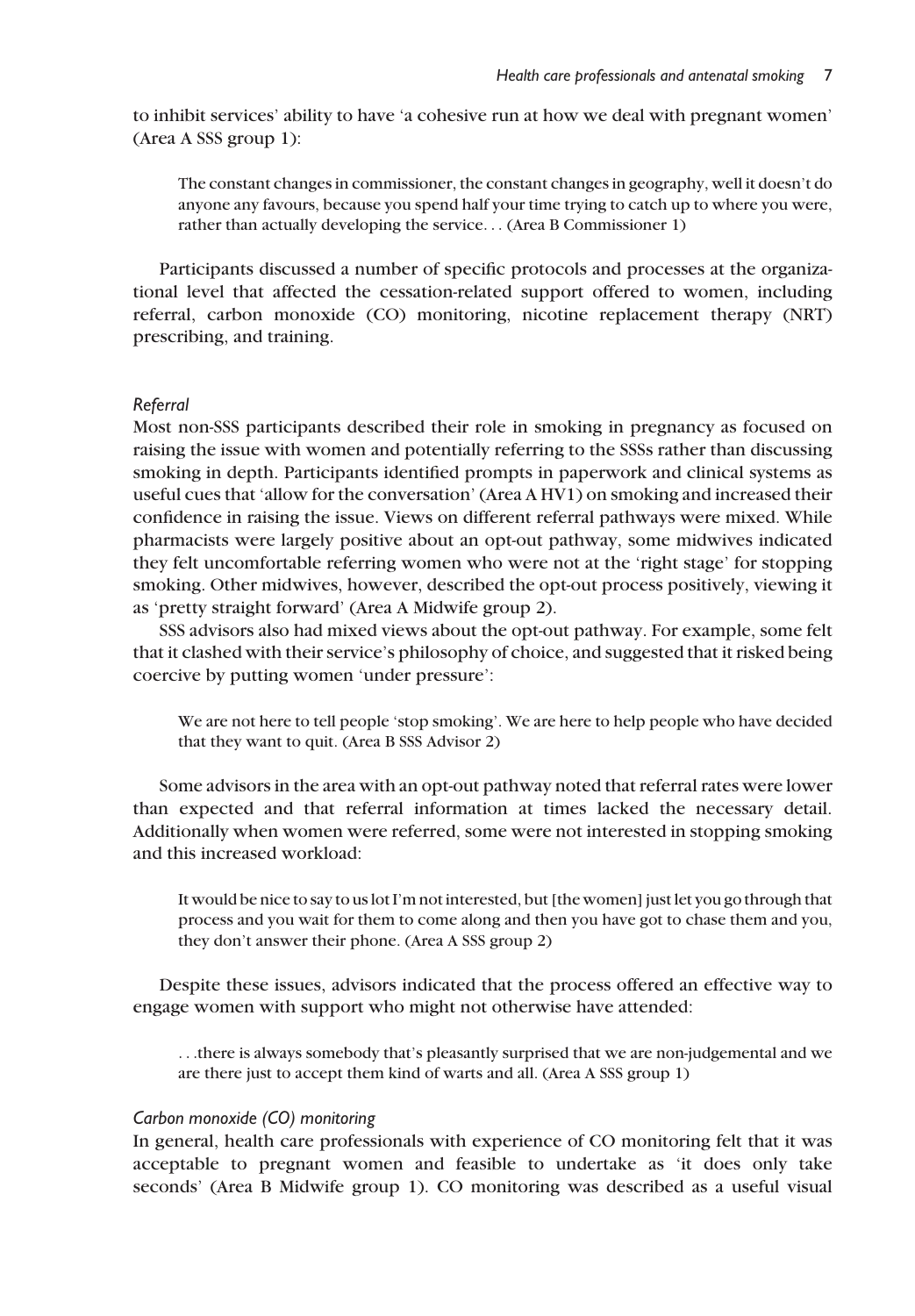to inhibit services' ability to have 'a cohesive run at how we deal with pregnant women' (Area A SSS group 1):

> The constant changes in commissioner, the constant changes in geography, well it doesn't do anyone any favours, because you spend half your time trying to catch up to where you were, rather than actually developing the service. . . (Area B Commissioner 1)

Participants discussed a number of specific protocols and processes at the organizational level that affected the cessation-related support offered to women, including referral, carbon monoxide (CO) monitoring, nicotine replacement therapy (NRT) prescribing, and training.

#### *Referral*

Most non-SSS participants described their role in smoking in pregnancy as focused on raising the issue with women and potentially referring to the SSSs rather than discussing smoking in depth. Participants identified prompts in paperwork and clinical systems as useful cues that 'allow for the conversation' (Area A HV1) on smoking and increased their confidence in raising the issue. Views on different referral pathways were mixed. While pharmacists were largely positive about an opt-out pathway, some midwives indicated they felt uncomfortable referring women who were not at the 'right stage' for stopping smoking. Other midwives, however, described the opt-out process positively, viewing it as 'pretty straight forward' (Area A Midwife group 2).

SSS advisors also had mixed views about the opt-out pathway. For example, some felt that it clashed with their service's philosophy of choice, and suggested that it risked being coercive by putting women 'under pressure':

> We are not here to tell people 'stop smoking'. We are here to help people who have decided that they want to quit. (Area B SSS Advisor 2)

Some advisors in the area with an opt-out pathway noted that referral rates were lower than expected and that referral information at times lacked the necessary detail. Additionally when women were referred, some were not interested in stopping smoking and this increased workload:

> It would be nice to say to us lot I'm not interested, but [the women] just let you go through that process and you wait for them to come along and then you have got to chase them and you, they don't answer their phone. (Area A SSS group 2)

Despite these issues, advisors indicated that the process offered an effective way to engage women with support who might not otherwise have attended:

> . . .there is always somebody that's pleasantly surprised that we are non-judgemental and we are there just to accept them kind of warts and all. (Area A SSS group 1)

#### *Carbon monoxide (CO) monitoring*

In general, health care professionals with experience of CO monitoring felt that it was acceptable to pregnant women and feasible to undertake as 'it does only take seconds' (Area B Midwife group 1). CO monitoring was described as a useful visual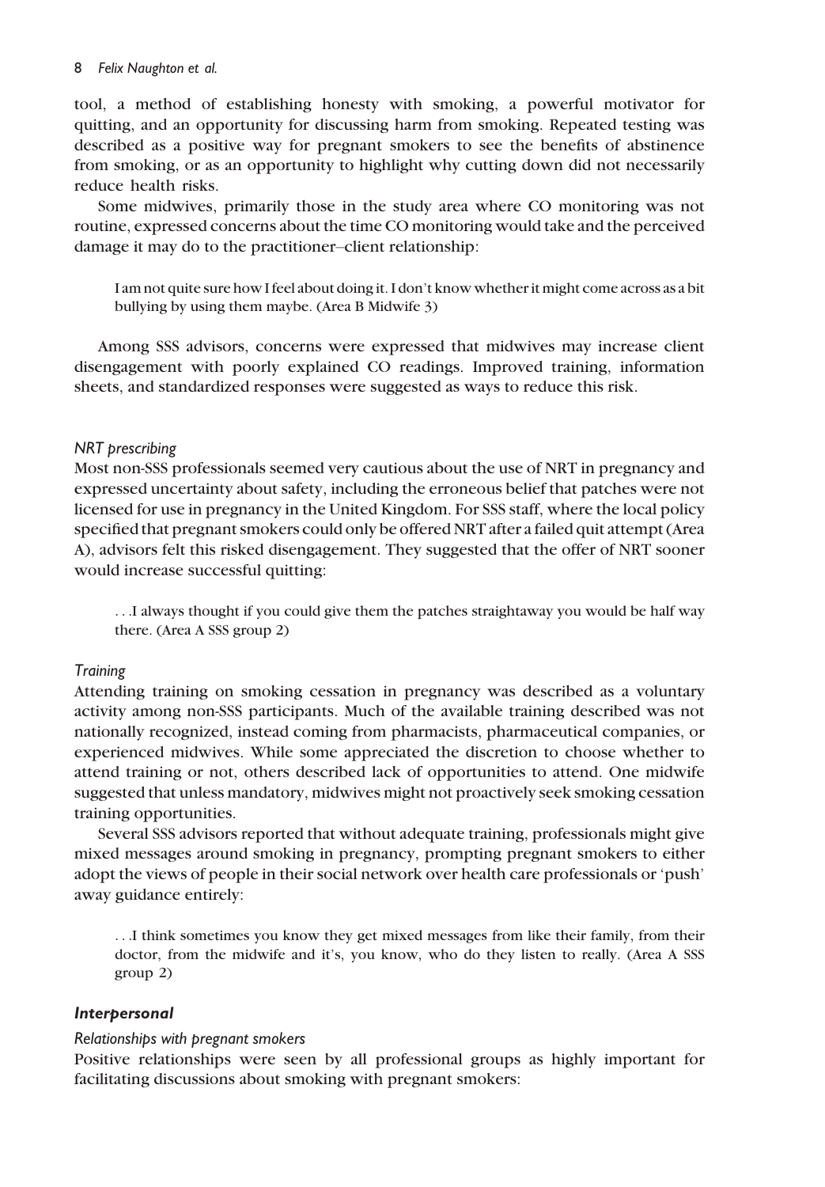tool, a method of establishing honesty with smoking, a powerful motivator for quitting, and an opportunity for discussing harm from smoking. Repeated testing was described as a positive way for pregnant smokers to see the benefits of abstinence from smoking, or as an opportunity to highlight why cutting down did not necessarily reduce health risks.

Some midwives, primarily those in the study area where CO monitoring was not routine, expressed concerns about the time CO monitoring would take and the perceived damage it may do to the practitioner–client relationship:

> I am not quite sure how I feel about doing it. I don't know whether it might come across as a bit bullying by using them maybe. (Area B Midwife 3)

Among SSS advisors, concerns were expressed that midwives may increase client disengagement with poorly explained CO readings. Improved training, information sheets, and standardized responses were suggested as ways to reduce this risk.

#### *NRT prescribing*

Most non-SSS professionals seemed very cautious about the use of NRT in pregnancy and expressed uncertainty about safety, including the erroneous belief that patches were not licensed for use in pregnancy in the United Kingdom. For SSS staff, where the local policy specified that pregnant smokers could only be offered NRT after a failed quit attempt (Area A), advisors felt this risked disengagement. They suggested that the offer of NRT sooner would increase successful quitting:

> . . .I always thought if you could give them the patches straightaway you would be half way there. (Area A SSS group 2)

#### *Training*

Attending training on smoking cessation in pregnancy was described as a voluntary activity among non-SSS participants. Much of the available training described was not nationally recognized, instead coming from pharmacists, pharmaceutical companies, or experienced midwives. While some appreciated the discretion to choose whether to attend training or not, others described lack of opportunities to attend. One midwife suggested that unless mandatory, midwives might not proactively seek smoking cessation training opportunities.

Several SSS advisors reported that without adequate training, professionals might give mixed messages around smoking in pregnancy, prompting pregnant smokers to either adopt the views of people in their social network over health care professionals or 'push' away guidance entirely:

> . . .I think sometimes you know they get mixed messages from like their family, from their doctor, from the midwife and it's, you know, who do they listen to really. (Area A SSS group 2)

### ***Interpersonal***

#### *Relationships with pregnant smokers*

Positive relationships were seen by all professional groups as highly important for facilitating discussions about smoking with pregnant smokers: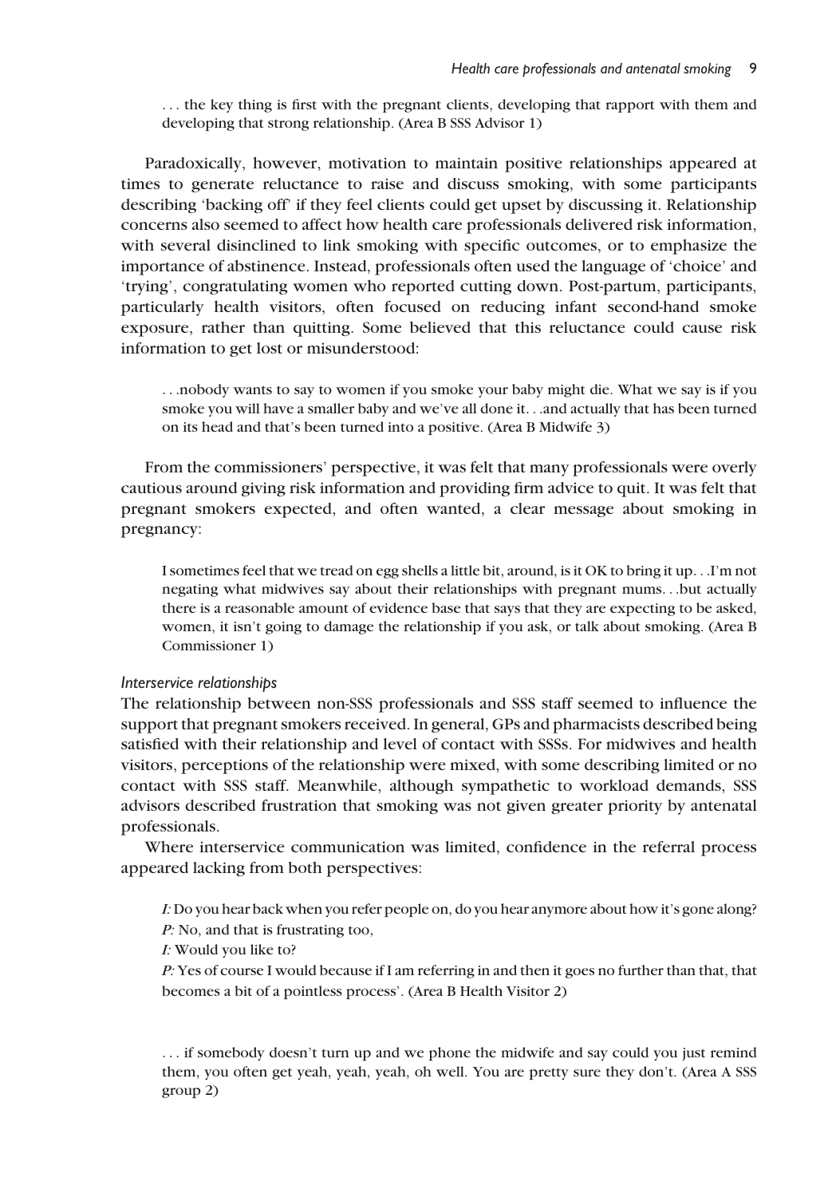. . . the key thing is first with the pregnant clients, developing that rapport with them and developing that strong relationship. (Area B SSS Advisor 1)

Paradoxically, however, motivation to maintain positive relationships appeared at times to generate reluctance to raise and discuss smoking, with some participants describing 'backing off' if they feel clients could get upset by discussing it. Relationship concerns also seemed to affect how health care professionals delivered risk information, with several disinclined to link smoking with specific outcomes, or to emphasize the importance of abstinence. Instead, professionals often used the language of 'choice' and 'trying', congratulating women who reported cutting down. Post-partum, participants, particularly health visitors, often focused on reducing infant second-hand smoke exposure, rather than quitting. Some believed that this reluctance could cause risk information to get lost or misunderstood:

. . .nobody wants to say to women if you smoke your baby might die. What we say is if you smoke you will have a smaller baby and we've all done it. . .and actually that has been turned on its head and that's been turned into a positive. (Area B Midwife 3)

From the commissioners' perspective, it was felt that many professionals were overly cautious around giving risk information and providing firm advice to quit. It was felt that pregnant smokers expected, and often wanted, a clear message about smoking in pregnancy:

I sometimes feel that we tread on egg shells a little bit, around, is it OK to bring it up. . .I'm not negating what midwives say about their relationships with pregnant mums. . .but actually there is a reasonable amount of evidence base that says that they are expecting to be asked, women, it isn't going to damage the relationship if you ask, or talk about smoking. (Area B Commissioner 1)

*Interservice relationships*

The relationship between non-SSS professionals and SSS staff seemed to influence the support that pregnant smokers received. In general, GPs and pharmacists described being satisfied with their relationship and level of contact with SSSs. For midwives and health visitors, perceptions of the relationship were mixed, with some describing limited or no contact with SSS staff. Meanwhile, although sympathetic to workload demands, SSS advisors described frustration that smoking was not given greater priority by antenatal professionals.

Where interservice communication was limited, confidence in the referral process appeared lacking from both perspectives:

*I:* Do you hear back when you refer people on, do you hear anymore about how it's gone along?
*P:* No, and that is frustrating too,
*I:* Would you like to?
*P:* Yes of course I would because if I am referring in and then it goes no further than that, that becomes a bit of a pointless process'. (Area B Health Visitor 2)

. . . if somebody doesn't turn up and we phone the midwife and say could you just remind them, you often get yeah, yeah, yeah, oh well. You are pretty sure they don't. (Area A SSS group 2)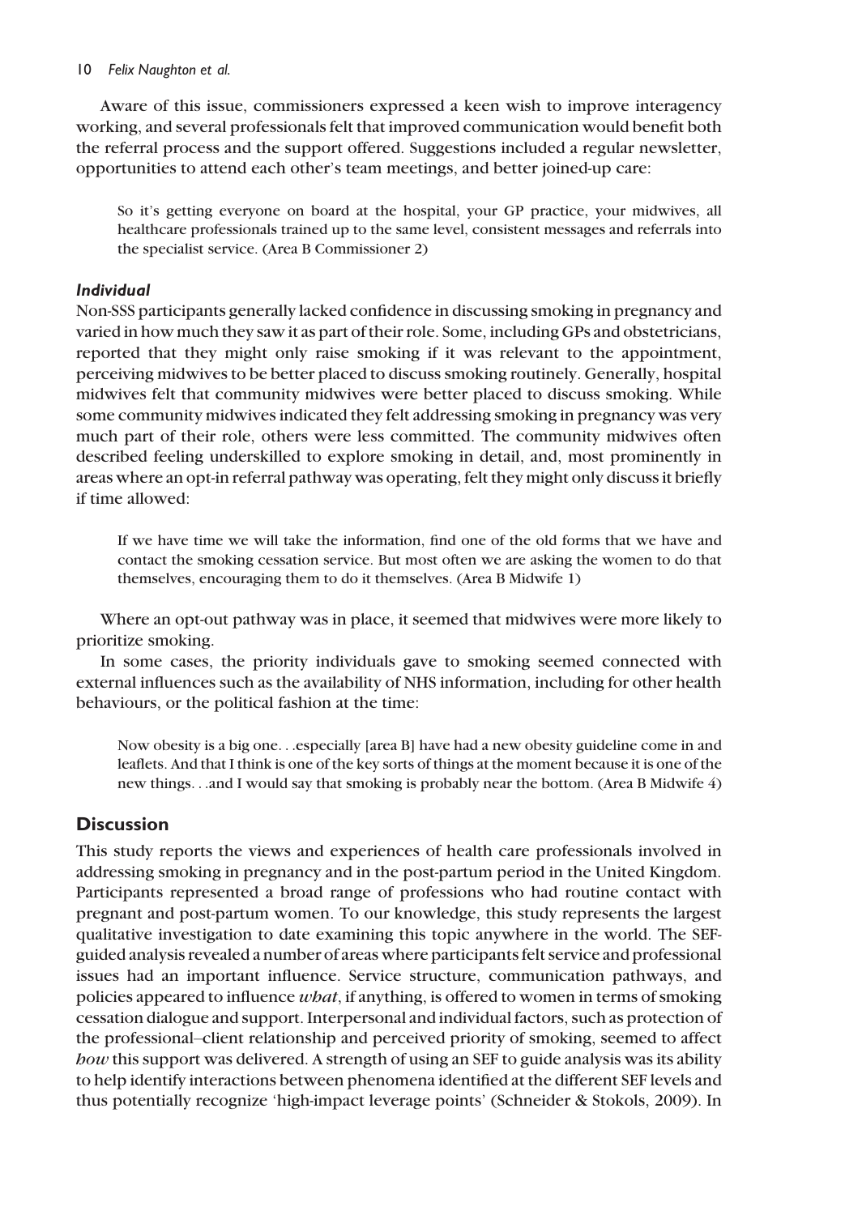Aware of this issue, commissioners expressed a keen wish to improve interagency working, and several professionals felt that improved communication would benefit both the referral process and the support offered. Suggestions included a regular newsletter, opportunities to attend each other's team meetings, and better joined-up care:

> So it's getting everyone on board at the hospital, your GP practice, your midwives, all healthcare professionals trained up to the same level, consistent messages and referrals into the specialist service. (Area B Commissioner 2)

### *Individual*

Non-SSS participants generally lacked confidence in discussing smoking in pregnancy and varied in how much they saw it as part of their role. Some, including GPs and obstetricians, reported that they might only raise smoking if it was relevant to the appointment, perceiving midwives to be better placed to discuss smoking routinely. Generally, hospital midwives felt that community midwives were better placed to discuss smoking. While some community midwives indicated they felt addressing smoking in pregnancy was very much part of their role, others were less committed. The community midwives often described feeling underskilled to explore smoking in detail, and, most prominently in areas where an opt-in referral pathway was operating, felt they might only discuss it briefly if time allowed:

> If we have time we will take the information, find one of the old forms that we have and contact the smoking cessation service. But most often we are asking the women to do that themselves, encouraging them to do it themselves. (Area B Midwife 1)

Where an opt-out pathway was in place, it seemed that midwives were more likely to prioritize smoking.

In some cases, the priority individuals gave to smoking seemed connected with external influences such as the availability of NHS information, including for other health behaviours, or the political fashion at the time:

> Now obesity is a big one. . .especially [area B] have had a new obesity guideline come in and leaflets. And that I think is one of the key sorts of things at the moment because it is one of the new things. . .and I would say that smoking is probably near the bottom. (Area B Midwife 4)

## Discussion

This study reports the views and experiences of health care professionals involved in addressing smoking in pregnancy and in the post-partum period in the United Kingdom. Participants represented a broad range of professions who had routine contact with pregnant and post-partum women. To our knowledge, this study represents the largest qualitative investigation to date examining this topic anywhere in the world. The SEF-guided analysis revealed a number of areas where participants felt service and professional issues had an important influence. Service structure, communication pathways, and policies appeared to influence *what*, if anything, is offered to women in terms of smoking cessation dialogue and support. Interpersonal and individual factors, such as protection of the professional–client relationship and perceived priority of smoking, seemed to affect *how* this support was delivered. A strength of using an SEF to guide analysis was its ability to help identify interactions between phenomena identified at the different SEF levels and thus potentially recognize 'high-impact leverage points' (Schneider & Stokols, 2009). In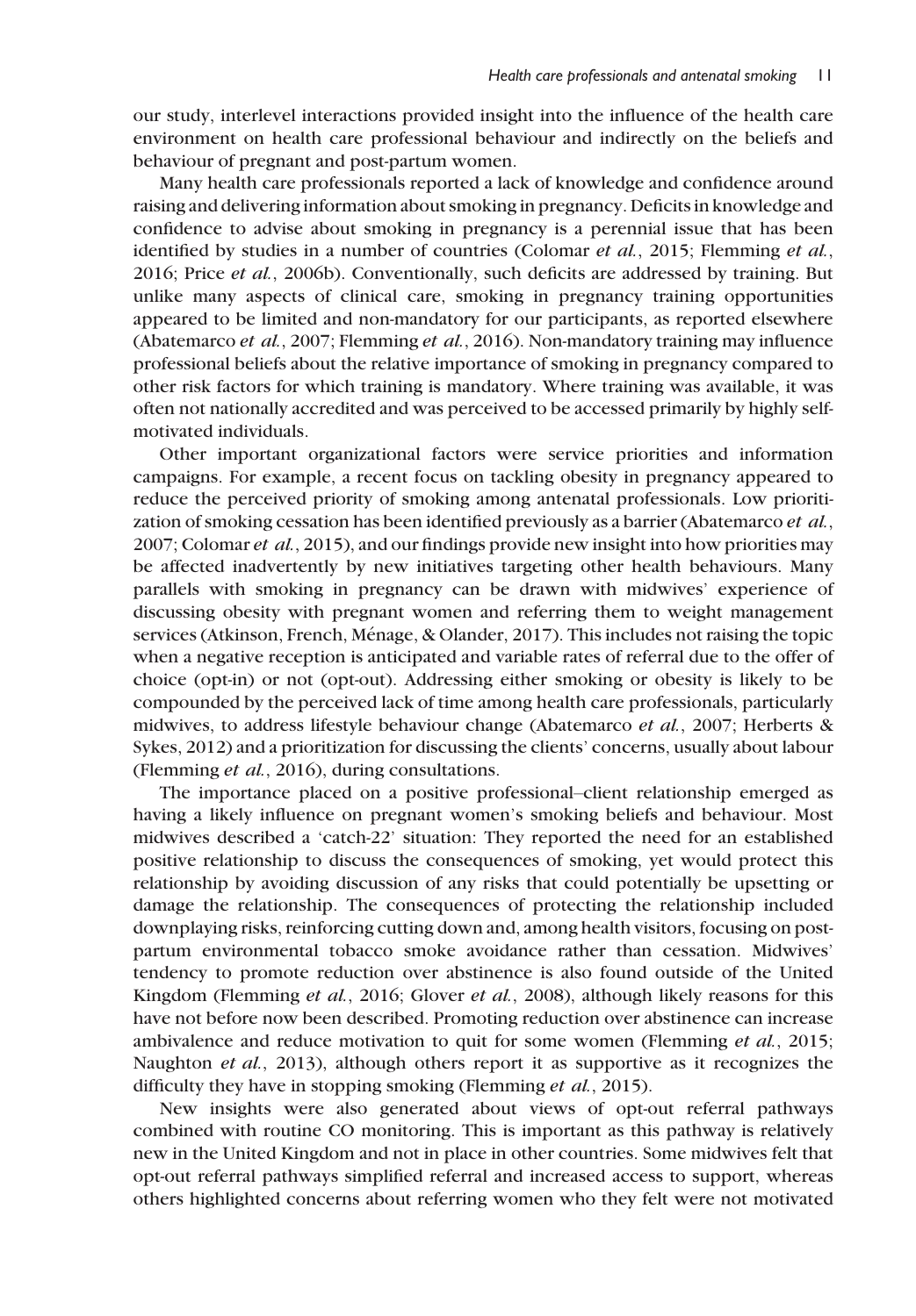our study, interlevel interactions provided insight into the influence of the health care environment on health care professional behaviour and indirectly on the beliefs and behaviour of pregnant and post-partum women.

Many health care professionals reported a lack of knowledge and confidence around raising and delivering information about smoking in pregnancy. Deficits in knowledge and confidence to advise about smoking in pregnancy is a perennial issue that has been identified by studies in a number of countries (Colomar *et al.*, 2015; Flemming *et al.*, 2016; Price *et al.*, 2006b). Conventionally, such deficits are addressed by training. But unlike many aspects of clinical care, smoking in pregnancy training opportunities appeared to be limited and non-mandatory for our participants, as reported elsewhere (Abatemarco *et al.*, 2007; Flemming *et al.*, 2016). Non-mandatory training may influence professional beliefs about the relative importance of smoking in pregnancy compared to other risk factors for which training is mandatory. Where training was available, it was often not nationally accredited and was perceived to be accessed primarily by highly self-motivated individuals.

Other important organizational factors were service priorities and information campaigns. For example, a recent focus on tackling obesity in pregnancy appeared to reduce the perceived priority of smoking among antenatal professionals. Low prioritization of smoking cessation has been identified previously as a barrier (Abatemarco *et al.*, 2007; Colomar *et al.*, 2015), and our findings provide new insight into how priorities may be affected inadvertently by new initiatives targeting other health behaviours. Many parallels with smoking in pregnancy can be drawn with midwives' experience of discussing obesity with pregnant women and referring them to weight management services (Atkinson, French, Ménage, & Olander, 2017). This includes not raising the topic when a negative reception is anticipated and variable rates of referral due to the offer of choice (opt-in) or not (opt-out). Addressing either smoking or obesity is likely to be compounded by the perceived lack of time among health care professionals, particularly midwives, to address lifestyle behaviour change (Abatemarco *et al.*, 2007; Herberts & Sykes, 2012) and a prioritization for discussing the clients' concerns, usually about labour (Flemming *et al.*, 2016), during consultations.

The importance placed on a positive professional–client relationship emerged as having a likely influence on pregnant women's smoking beliefs and behaviour. Most midwives described a 'catch-22' situation: They reported the need for an established positive relationship to discuss the consequences of smoking, yet would protect this relationship by avoiding discussion of any risks that could potentially be upsetting or damage the relationship. The consequences of protecting the relationship included downplaying risks, reinforcing cutting down and, among health visitors, focusing on post-partum environmental tobacco smoke avoidance rather than cessation. Midwives' tendency to promote reduction over abstinence is also found outside of the United Kingdom (Flemming *et al.*, 2016; Glover *et al.*, 2008), although likely reasons for this have not before now been described. Promoting reduction over abstinence can increase ambivalence and reduce motivation to quit for some women (Flemming *et al.*, 2015; Naughton *et al.*, 2013), although others report it as supportive as it recognizes the difficulty they have in stopping smoking (Flemming *et al.*, 2015).

New insights were also generated about views of opt-out referral pathways combined with routine CO monitoring. This is important as this pathway is relatively new in the United Kingdom and not in place in other countries. Some midwives felt that opt-out referral pathways simplified referral and increased access to support, whereas others highlighted concerns about referring women who they felt were not motivated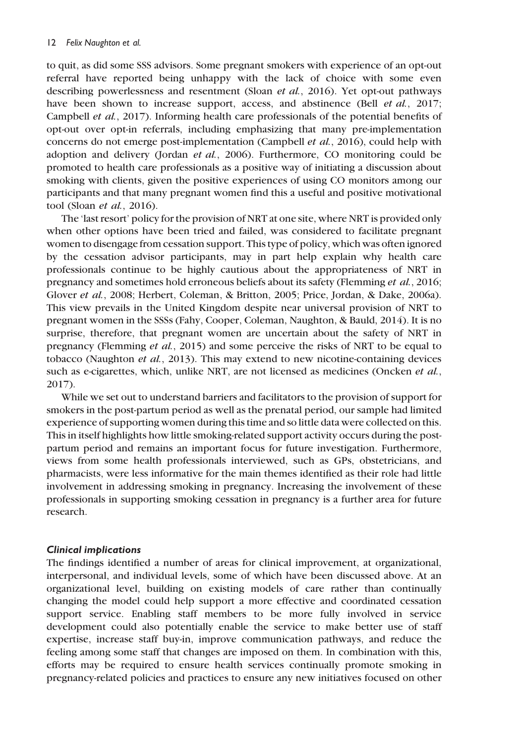to quit, as did some SSS advisors. Some pregnant smokers with experience of an opt-out referral have reported being unhappy with the lack of choice with some even describing powerlessness and resentment (Sloan *et al.*, 2016). Yet opt-out pathways have been shown to increase support, access, and abstinence (Bell *et al.*, 2017; Campbell *et al.*, 2017). Informing health care professionals of the potential benefits of opt-out over opt-in referrals, including emphasizing that many pre-implementation concerns do not emerge post-implementation (Campbell *et al.*, 2016), could help with adoption and delivery (Jordan *et al.*, 2006). Furthermore, CO monitoring could be promoted to health care professionals as a positive way of initiating a discussion about smoking with clients, given the positive experiences of using CO monitors among our participants and that many pregnant women find this a useful and positive motivational tool (Sloan *et al.*, 2016).

The 'last resort' policy for the provision of NRT at one site, where NRT is provided only when other options have been tried and failed, was considered to facilitate pregnant women to disengage from cessation support. This type of policy, which was often ignored by the cessation advisor participants, may in part help explain why health care professionals continue to be highly cautious about the appropriateness of NRT in pregnancy and sometimes hold erroneous beliefs about its safety (Flemming *et al.*, 2016; Glover *et al.*, 2008; Herbert, Coleman, & Britton, 2005; Price, Jordan, & Dake, 2006a). This view prevails in the United Kingdom despite near universal provision of NRT to pregnant women in the SSSs (Fahy, Cooper, Coleman, Naughton, & Bauld, 2014). It is no surprise, therefore, that pregnant women are uncertain about the safety of NRT in pregnancy (Flemming *et al.*, 2015) and some perceive the risks of NRT to be equal to tobacco (Naughton *et al.*, 2013). This may extend to new nicotine-containing devices such as e-cigarettes, which, unlike NRT, are not licensed as medicines (Oncken *et al.*, 2017).

While we set out to understand barriers and facilitators to the provision of support for smokers in the post-partum period as well as the prenatal period, our sample had limited experience of supporting women during this time and so little data were collected on this. This in itself highlights how little smoking-related support activity occurs during the post-partum period and remains an important focus for future investigation. Furthermore, views from some health professionals interviewed, such as GPs, obstetricians, and pharmacists, were less informative for the main themes identified as their role had little involvement in addressing smoking in pregnancy. Increasing the involvement of these professionals in supporting smoking cessation in pregnancy is a further area for future research.

### Clinical implications

The findings identified a number of areas for clinical improvement, at organizational, interpersonal, and individual levels, some of which have been discussed above. At an organizational level, building on existing models of care rather than continually changing the model could help support a more effective and coordinated cessation support service. Enabling staff members to be more fully involved in service development could also potentially enable the service to make better use of staff expertise, increase staff buy-in, improve communication pathways, and reduce the feeling among some staff that changes are imposed on them. In combination with this, efforts may be required to ensure health services continually promote smoking in pregnancy-related policies and practices to ensure any new initiatives focused on other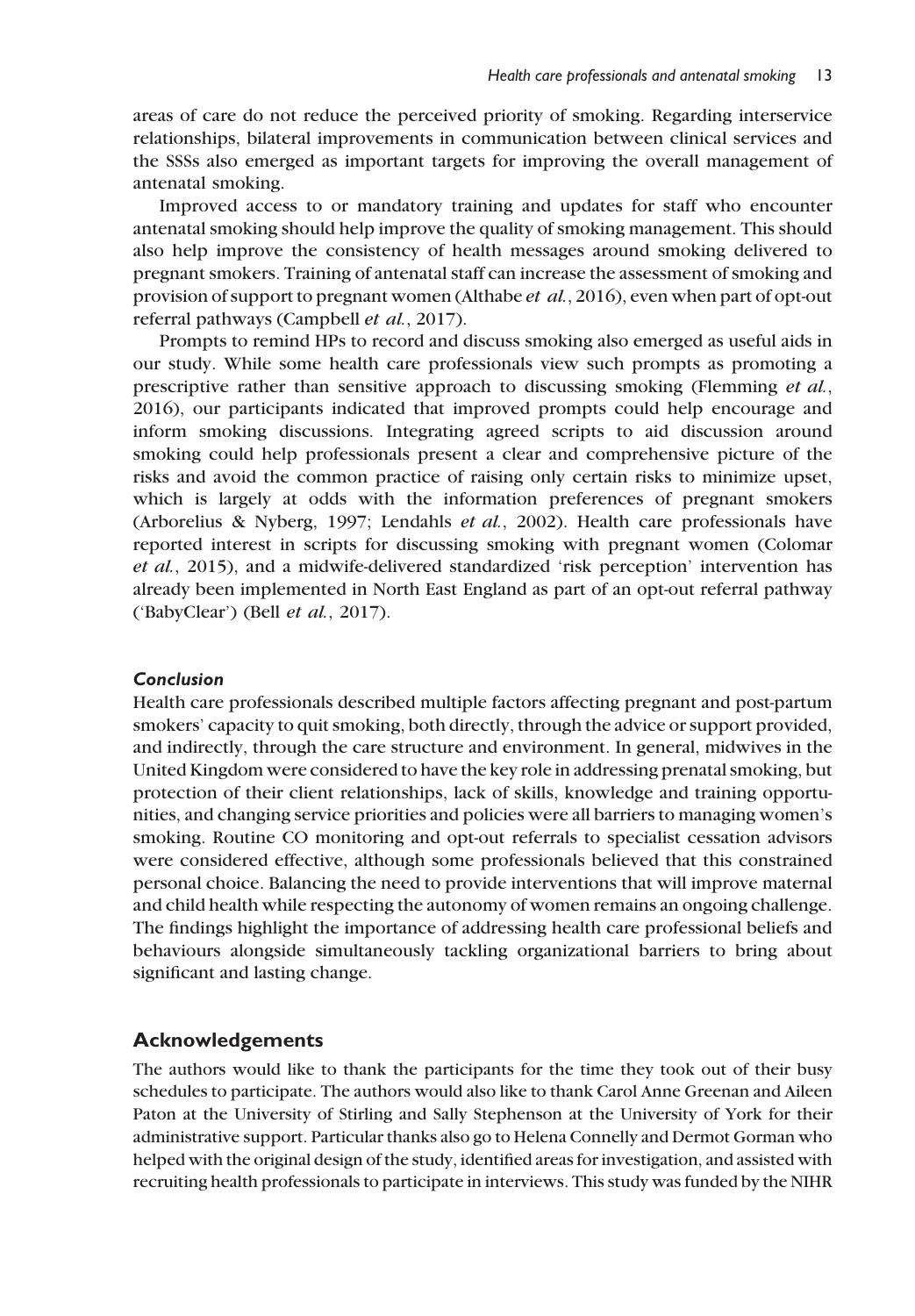areas of care do not reduce the perceived priority of smoking. Regarding interservice relationships, bilateral improvements in communication between clinical services and the SSSs also emerged as important targets for improving the overall management of antenatal smoking.

Improved access to or mandatory training and updates for staff who encounter antenatal smoking should help improve the quality of smoking management. This should also help improve the consistency of health messages around smoking delivered to pregnant smokers. Training of antenatal staff can increase the assessment of smoking and provision of support to pregnant women (Althabe *et al.*, 2016), even when part of opt-out referral pathways (Campbell *et al.*, 2017).

Prompts to remind HPs to record and discuss smoking also emerged as useful aids in our study. While some health care professionals view such prompts as promoting a prescriptive rather than sensitive approach to discussing smoking (Flemming *et al.*, 2016), our participants indicated that improved prompts could help encourage and inform smoking discussions. Integrating agreed scripts to aid discussion around smoking could help professionals present a clear and comprehensive picture of the risks and avoid the common practice of raising only certain risks to minimize upset, which is largely at odds with the information preferences of pregnant smokers (Arborelius & Nyberg, 1997; Lendahls *et al.*, 2002). Health care professionals have reported interest in scripts for discussing smoking with pregnant women (Colomar *et al.*, 2015), and a midwife-delivered standardized 'risk perception' intervention has already been implemented in North East England as part of an opt-out referral pathway ('BabyClear') (Bell *et al.*, 2017).

### *Conclusion*

Health care professionals described multiple factors affecting pregnant and post-partum smokers' capacity to quit smoking, both directly, through the advice or support provided, and indirectly, through the care structure and environment. In general, midwives in the United Kingdom were considered to have the key role in addressing prenatal smoking, but protection of their client relationships, lack of skills, knowledge and training opportunities, and changing service priorities and policies were all barriers to managing women's smoking. Routine CO monitoring and opt-out referrals to specialist cessation advisors were considered effective, although some professionals believed that this constrained personal choice. Balancing the need to provide interventions that will improve maternal and child health while respecting the autonomy of women remains an ongoing challenge. The findings highlight the importance of addressing health care professional beliefs and behaviours alongside simultaneously tackling organizational barriers to bring about significant and lasting change.

## Acknowledgements

The authors would like to thank the participants for the time they took out of their busy schedules to participate. The authors would also like to thank Carol Anne Greenan and Aileen Paton at the University of Stirling and Sally Stephenson at the University of York for their administrative support. Particular thanks also go to Helena Connelly and Dermot Gorman who helped with the original design of the study, identified areas for investigation, and assisted with recruiting health professionals to participate in interviews. This study was funded by the NIHR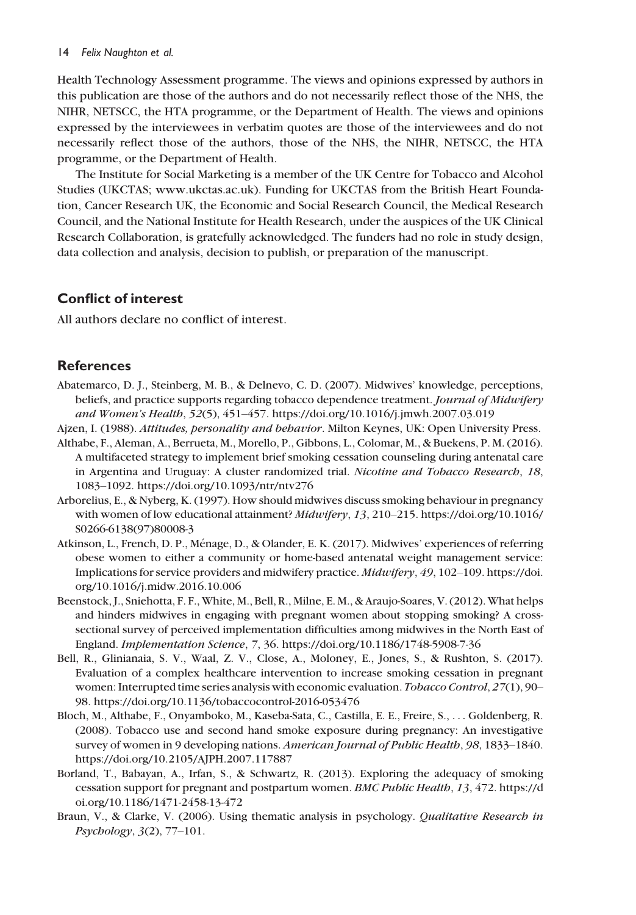Health Technology Assessment programme. The views and opinions expressed by authors in this publication are those of the authors and do not necessarily reflect those of the NHS, the NIHR, NETSCC, the HTA programme, or the Department of Health. The views and opinions expressed by the interviewees in verbatim quotes are those of the interviewees and do not necessarily reflect those of the authors, those of the NHS, the NIHR, NETSCC, the HTA programme, or the Department of Health.

The Institute for Social Marketing is a member of the UK Centre for Tobacco and Alcohol Studies (UKCTAS; www.ukctas.ac.uk). Funding for UKCTAS from the British Heart Foundation, Cancer Research UK, the Economic and Social Research Council, the Medical Research Council, and the National Institute for Health Research, under the auspices of the UK Clinical Research Collaboration, is gratefully acknowledged. The funders had no role in study design, data collection and analysis, decision to publish, or preparation of the manuscript.

## Conflict of interest

All authors declare no conflict of interest.

## References

Abatemarco, D. J., Steinberg, M. B., & Delnevo, C. D. (2007). Midwives' knowledge, perceptions, beliefs, and practice supports regarding tobacco dependence treatment. *Journal of Midwifery and Women's Health*, *52*(5), 451–457. https://doi.org/10.1016/j.jmwh.2007.03.019

Ajzen, I. (1988). *Attitudes, personality and behavior*. Milton Keynes, UK: Open University Press.

Althabe, F., Aleman, A., Berrueta, M., Morello, P., Gibbons, L., Colomar, M., & Buekens, P. M. (2016). A multifaceted strategy to implement brief smoking cessation counseling during antenatal care in Argentina and Uruguay: A cluster randomized trial. *Nicotine and Tobacco Research*, *18*, 1083–1092. https://doi.org/10.1093/ntr/ntv276

Arborelius, E., & Nyberg, K. (1997). How should midwives discuss smoking behaviour in pregnancy with women of low educational attainment? *Midwifery*, *13*, 210–215. https://doi.org/10.1016/S0266-6138(97)80008-3

Atkinson, L., French, D. P., Ménage, D., & Olander, E. K. (2017). Midwives' experiences of referring obese women to either a community or home-based antenatal weight management service: Implications for service providers and midwifery practice. *Midwifery*, *49*, 102–109. https://doi.org/10.1016/j.midw.2016.10.006

Beenstock, J., Sniehotta, F. F., White, M., Bell, R., Milne, E. M., & Araujo-Soares, V. (2012). What helps and hinders midwives in engaging with pregnant women about stopping smoking? A cross-sectional survey of perceived implementation difficulties among midwives in the North East of England. *Implementation Science*, *7*, 36. https://doi.org/10.1186/1748-5908-7-36

Bell, R., Glinianaia, S. V., Waal, Z. V., Close, A., Moloney, E., Jones, S., & Rushton, S. (2017). Evaluation of a complex healthcare intervention to increase smoking cessation in pregnant women: Interrupted time series analysis with economic evaluation. *Tobacco Control*, *27*(1), 90–98. https://doi.org/10.1136/tobaccocontrol-2016-053476

Bloch, M., Althabe, F., Onyamboko, M., Kaseba-Sata, C., Castilla, E. E., Freire, S., . . . Goldenberg, R. (2008). Tobacco use and second hand smoke exposure during pregnancy: An investigative survey of women in 9 developing nations. *American Journal of Public Health*, *98*, 1833–1840. https://doi.org/10.2105/AJPH.2007.117887

Borland, T., Babayan, A., Irfan, S., & Schwartz, R. (2013). Exploring the adequacy of smoking cessation support for pregnant and postpartum women. *BMC Public Health*, *13*, 472. https://doi.org/10.1186/1471-2458-13-472

Braun, V., & Clarke, V. (2006). Using thematic analysis in psychology. *Qualitative Research in Psychology*, *3*(2), 77–101.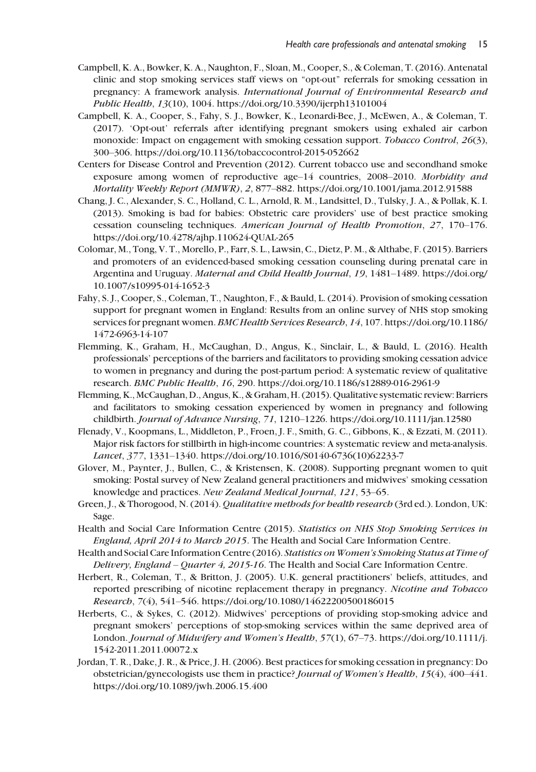Campbell, K. A., Bowker, K. A., Naughton, F., Sloan, M., Cooper, S., & Coleman, T. (2016). Antenatal clinic and stop smoking services staff views on "opt-out" referrals for smoking cessation in pregnancy: A framework analysis. *International Journal of Environmental Research and Public Health*, *13*(10), 1004. https://doi.org/10.3390/ijerph13101004

Campbell, K. A., Cooper, S., Fahy, S. J., Bowker, K., Leonardi-Bee, J., McEwen, A., & Coleman, T. (2017). 'Opt-out' referrals after identifying pregnant smokers using exhaled air carbon monoxide: Impact on engagement with smoking cessation support. *Tobacco Control*, *26*(3), 300–306. https://doi.org/10.1136/tobaccocontrol-2015-052662

Centers for Disease Control and Prevention (2012). Current tobacco use and secondhand smoke exposure among women of reproductive age–14 countries, 2008–2010. *Morbidity and Mortality Weekly Report (MMWR)*, *2*, 877–882. https://doi.org/10.1001/jama.2012.91588

Chang, J. C., Alexander, S. C., Holland, C. L., Arnold, R. M., Landsittel, D., Tulsky, J. A., & Pollak, K. I. (2013). Smoking is bad for babies: Obstetric care providers' use of best practice smoking cessation counseling techniques. *American Journal of Health Promotion*, *27*, 170–176. https://doi.org/10.4278/ajhp.110624-QUAL-265

Colomar, M., Tong, V. T., Morello, P., Farr, S. L., Lawsin, C., Dietz, P. M., & Althabe, F. (2015). Barriers and promoters of an evidenced-based smoking cessation counseling during prenatal care in Argentina and Uruguay. *Maternal and Child Health Journal*, *19*, 1481–1489. https://doi.org/10.1007/s10995-014-1652-3

Fahy, S. J., Cooper, S., Coleman, T., Naughton, F., & Bauld, L. (2014). Provision of smoking cessation support for pregnant women in England: Results from an online survey of NHS stop smoking services for pregnant women. *BMC Health Services Research*, *14*, 107. https://doi.org/10.1186/1472-6963-14-107

Flemming, K., Graham, H., McCaughan, D., Angus, K., Sinclair, L., & Bauld, L. (2016). Health professionals' perceptions of the barriers and facilitators to providing smoking cessation advice to women in pregnancy and during the post-partum period: A systematic review of qualitative research. *BMC Public Health*, *16*, 290. https://doi.org/10.1186/s12889-016-2961-9

Flemming, K., McCaughan, D., Angus, K., & Graham, H. (2015). Qualitative systematic review: Barriers and facilitators to smoking cessation experienced by women in pregnancy and following childbirth. *Journal of Advance Nursing*, *71*, 1210–1226. https://doi.org/10.1111/jan.12580

Flenady, V., Koopmans, L., Middleton, P., Froen, J. F., Smith, G. C., Gibbons, K., & Ezzati, M. (2011). Major risk factors for stillbirth in high-income countries: A systematic review and meta-analysis. *Lancet*, *377*, 1331–1340. https://doi.org/10.1016/S0140-6736(10)62233-7

Glover, M., Paynter, J., Bullen, C., & Kristensen, K. (2008). Supporting pregnant women to quit smoking: Postal survey of New Zealand general practitioners and midwives' smoking cessation knowledge and practices. *New Zealand Medical Journal*, *121*, 53–65.

Green, J., & Thorogood, N. (2014). *Qualitative methods for health research* (3rd ed.). London, UK: Sage.

Health and Social Care Information Centre (2015). *Statistics on NHS Stop Smoking Services in England, April 2014 to March 2015*. The Health and Social Care Information Centre.

Health and Social Care Information Centre (2016). *Statistics on Women's Smoking Status at Time of Delivery, England – Quarter 4, 2015-16*. The Health and Social Care Information Centre.

Herbert, R., Coleman, T., & Britton, J. (2005). U.K. general practitioners' beliefs, attitudes, and reported prescribing of nicotine replacement therapy in pregnancy. *Nicotine and Tobacco Research*, *7*(4), 541–546. https://doi.org/10.1080/14622200500186015

Herberts, C., & Sykes, C. (2012). Midwives' perceptions of providing stop-smoking advice and pregnant smokers' perceptions of stop-smoking services within the same deprived area of London. *Journal of Midwifery and Women's Health*, *57*(1), 67–73. https://doi.org/10.1111/j.1542-2011.2011.00072.x

Jordan, T. R., Dake, J. R., & Price, J. H. (2006). Best practices for smoking cessation in pregnancy: Do obstetrician/gynecologists use them in practice? *Journal of Women's Health*, *15*(4), 400–441. https://doi.org/10.1089/jwh.2006.15.400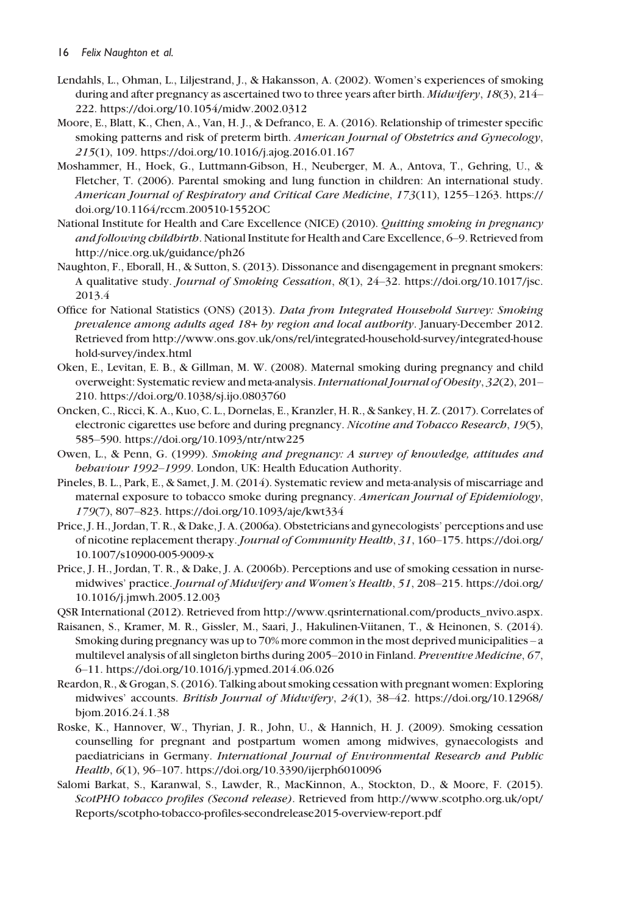Lendahls, L., Ohman, L., Liljestrand, J., & Hakansson, A. (2002). Women's experiences of smoking during and after pregnancy as ascertained two to three years after birth. *Midwifery*, *18*(3), 214–222. https://doi.org/10.1054/midw.2002.0312

Moore, E., Blatt, K., Chen, A., Van, H. J., & Defranco, E. A. (2016). Relationship of trimester specific smoking patterns and risk of preterm birth. *American Journal of Obstetrics and Gynecology*, *215*(1), 109. https://doi.org/10.1016/j.ajog.2016.01.167

Moshammer, H., Hoek, G., Luttmann-Gibson, H., Neuberger, M. A., Antova, T., Gehring, U., & Fletcher, T. (2006). Parental smoking and lung function in children: An international study. *American Journal of Respiratory and Critical Care Medicine*, *173*(11), 1255–1263. https://doi.org/10.1164/rccm.200510-1552OC

National Institute for Health and Care Excellence (NICE) (2010). *Quitting smoking in pregnancy and following childbirth*. National Institute for Health and Care Excellence, 6–9. Retrieved from http://nice.org.uk/guidance/ph26

Naughton, F., Eborall, H., & Sutton, S. (2013). Dissonance and disengagement in pregnant smokers: A qualitative study. *Journal of Smoking Cessation*, *8*(1), 24–32. https://doi.org/10.1017/jsc.2013.4

Office for National Statistics (ONS) (2013). *Data from Integrated Household Survey: Smoking prevalence among adults aged 18+ by region and local authority*. January-December 2012. Retrieved from http://www.ons.gov.uk/ons/rel/integrated-household-survey/integrated-household-survey/index.html

Oken, E., Levitan, E. B., & Gillman, M. W. (2008). Maternal smoking during pregnancy and child overweight: Systematic review and meta-analysis. *International Journal of Obesity*, *32*(2), 201–210. https://doi.org/0.1038/sj.ijo.0803760

Oncken, C., Ricci, K. A., Kuo, C. L., Dornelas, E., Kranzler, H. R., & Sankey, H. Z. (2017). Correlates of electronic cigarettes use before and during pregnancy. *Nicotine and Tobacco Research*, *19*(5), 585–590. https://doi.org/10.1093/ntr/ntw225

Owen, L., & Penn, G. (1999). *Smoking and pregnancy: A survey of knowledge, attitudes and behaviour 1992–1999*. London, UK: Health Education Authority.

Pineles, B. L., Park, E., & Samet, J. M. (2014). Systematic review and meta-analysis of miscarriage and maternal exposure to tobacco smoke during pregnancy. *American Journal of Epidemiology*, *179*(7), 807–823. https://doi.org/10.1093/aje/kwt334

Price, J. H., Jordan, T. R., & Dake, J. A. (2006a). Obstetricians and gynecologists' perceptions and use of nicotine replacement therapy. *Journal of Community Health*, *31*, 160–175. https://doi.org/10.1007/s10900-005-9009-x

Price, J. H., Jordan, T. R., & Dake, J. A. (2006b). Perceptions and use of smoking cessation in nurse-midwives' practice. *Journal of Midwifery and Women's Health*, *51*, 208–215. https://doi.org/10.1016/j.jmwh.2005.12.003

QSR International (2012). Retrieved from http://www.qsrinternational.com/products_nvivo.aspx.

Raisanen, S., Kramer, M. R., Gissler, M., Saari, J., Hakulinen-Viitanen, T., & Heinonen, S. (2014). Smoking during pregnancy was up to 70% more common in the most deprived municipalities – a multilevel analysis of all singleton births during 2005–2010 in Finland. *Preventive Medicine*, *67*, 6–11. https://doi.org/10.1016/j.ypmed.2014.06.026

Reardon, R., & Grogan, S. (2016). Talking about smoking cessation with pregnant women: Exploring midwives' accounts. *British Journal of Midwifery*, *24*(1), 38–42. https://doi.org/10.12968/bjom.2016.24.1.38

Roske, K., Hannover, W., Thyrian, J. R., John, U., & Hannich, H. J. (2009). Smoking cessation counselling for pregnant and postpartum women among midwives, gynaecologists and paediatricians in Germany. *International Journal of Environmental Research and Public Health*, *6*(1), 96–107. https://doi.org/10.3390/ijerph6010096

Salomi Barkat, S., Karanwal, S., Lawder, R., MacKinnon, A., Stockton, D., & Moore, F. (2015). *ScotPHO tobacco profiles (Second release)*. Retrieved from http://www.scotpho.org.uk/opt/Reports/scotpho-tobacco-profiles-secondrelease2015-overview-report.pdf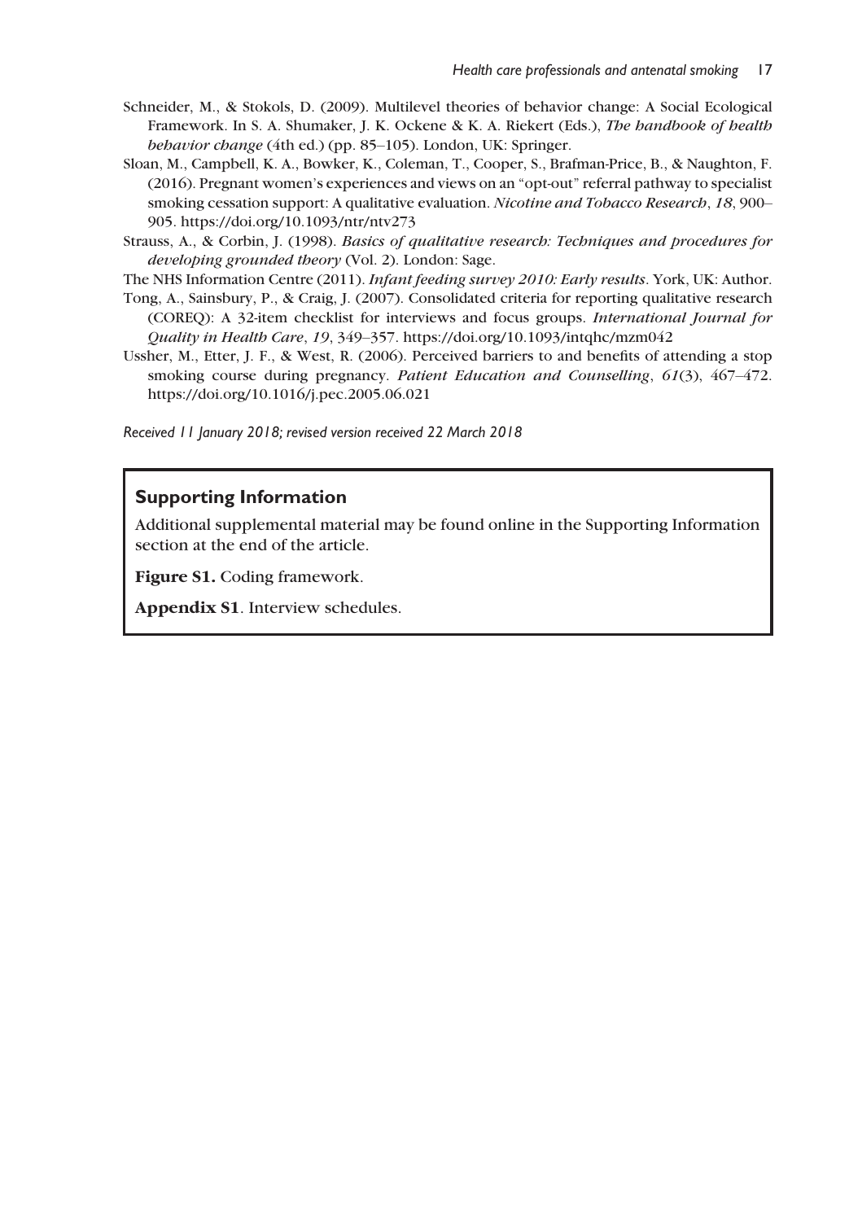Schneider, M., & Stokols, D. (2009). Multilevel theories of behavior change: A Social Ecological Framework. In S. A. Shumaker, J. K. Ockene & K. A. Riekert (Eds.), *The handbook of health behavior change* (4th ed.) (pp. 85–105). London, UK: Springer.

Sloan, M., Campbell, K. A., Bowker, K., Coleman, T., Cooper, S., Brafman-Price, B., & Naughton, F. (2016). Pregnant women's experiences and views on an "opt-out" referral pathway to specialist smoking cessation support: A qualitative evaluation. *Nicotine and Tobacco Research*, *18*, 900–905. https://doi.org/10.1093/ntr/ntv273

Strauss, A., & Corbin, J. (1998). *Basics of qualitative research: Techniques and procedures for developing grounded theory* (Vol. 2). London: Sage.

The NHS Information Centre (2011). *Infant feeding survey 2010: Early results*. York, UK: Author.

Tong, A., Sainsbury, P., & Craig, J. (2007). Consolidated criteria for reporting qualitative research (COREQ): A 32-item checklist for interviews and focus groups. *International Journal for Quality in Health Care*, *19*, 349–357. https://doi.org/10.1093/intqhc/mzm042

Ussher, M., Etter, J. F., & West, R. (2006). Perceived barriers to and benefits of attending a stop smoking course during pregnancy. *Patient Education and Counselling*, *61*(3), 467–472. https://doi.org/10.1016/j.pec.2005.06.021

*Received 11 January 2018; revised version received 22 March 2018*

## Supporting Information

Additional supplemental material may be found online in the Supporting Information section at the end of the article.

**Figure S1.** Coding framework.

**Appendix S1**. Interview schedules.